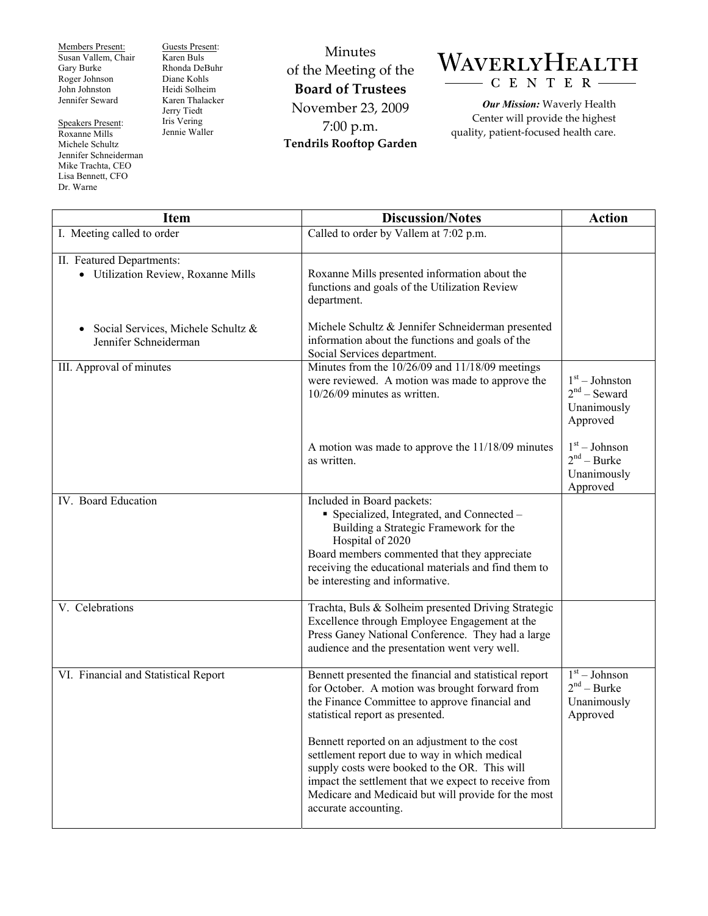**Members Present:**
Susan Vallem, Chair
Gary Burke
Roger Johnson
John Johnston
Jennifer Seward

**Speakers Present:**
Roxanne Mills
Michele Schultz
Jennifer Schneiderman
Mike Trachta, CEO
Lisa Bennett, CFO
Dr. Warne

**Guests Present:**
Karen Buls
Rhonda DeBuhr
Diane Kohls
Heidi Solheim
Karen Thalacker
Jerry Tiedt
Iris Vering
Jennie Waller

# Minutes of the Meeting of the Board of Trustees

November 23, 2009
7:00 p.m.
**Tendrils Rooftop Garden**

**WAVERLY HEALTH CENTER**

***Our Mission:*** Waverly Health Center will provide the highest quality, patient-focused health care.

| Item | Discussion/Notes | Action |
|---|---|---|
| I. Meeting called to order | Called to order by Vallem at 7:02 p.m. | |
| II. Featured Departments:<br>• Utilization Review, Roxanne Mills | Roxanne Mills presented information about the functions and goals of the Utilization Review department. | |
| • Social Services, Michele Schultz & Jennifer Schneiderman | Michele Schultz & Jennifer Schneiderman presented information about the functions and goals of the Social Services department. | |
| III. Approval of minutes | Minutes from the 10/26/09 and 11/18/09 meetings were reviewed. A motion was made to approve the 10/26/09 minutes as written. | 1st – Johnston<br>2nd – Seward<br>Unanimously Approved |
| | A motion was made to approve the 11/18/09 minutes as written. | 1st – Johnson<br>2nd – Burke<br>Unanimously Approved |
| IV. Board Education | Included in Board packets:<br>▪ Specialized, Integrated, and Connected – Building a Strategic Framework for the Hospital of 2020<br>Board members commented that they appreciate receiving the educational materials and find them to be interesting and informative. | |
| V. Celebrations | Trachta, Buls & Solheim presented Driving Strategic Excellence through Employee Engagement at the Press Ganey National Conference. They had a large audience and the presentation went very well. | |
| VI. Financial and Statistical Report | Bennett presented the financial and statistical report for October. A motion was brought forward from the Finance Committee to approve financial and statistical report as presented.<br><br>Bennett reported on an adjustment to the cost settlement report due to way in which medical supply costs were booked to the OR. This will impact the settlement that we expect to receive from Medicare and Medicaid but will provide for the most accurate accounting. | 1st – Johnson<br>2nd – Burke<br>Unanimously Approved |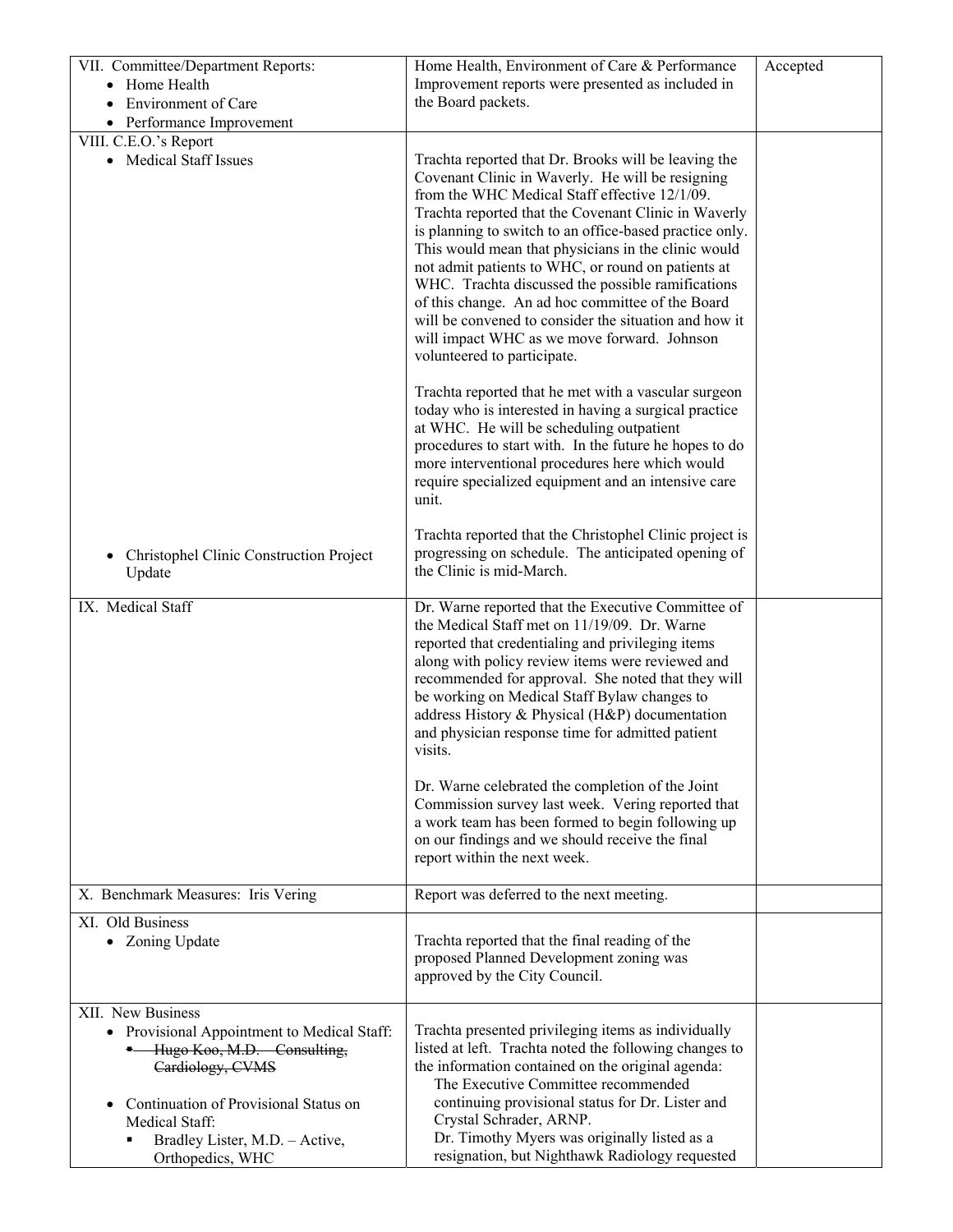| | | |
|---|---|---|
| VII. Committee/Department Reports:<br>• Home Health<br>• Environment of Care<br>• Performance Improvement | Home Health, Environment of Care & Performance Improvement reports were presented as included in the Board packets. | Accepted |
| VIII. C.E.O.'s Report<br>• Medical Staff Issues<br><br><br><br><br><br><br><br><br><br><br><br><br><br><br><br><br><br><br><br>• Christophel Clinic Construction Project Update | Trachta reported that Dr. Brooks will be leaving the Covenant Clinic in Waverly. He will be resigning from the WHC Medical Staff effective 12/1/09. Trachta reported that the Covenant Clinic in Waverly is planning to switch to an office-based practice only. This would mean that physicians in the clinic would not admit patients to WHC, or round on patients at WHC. Trachta discussed the possible ramifications of this change. An ad hoc committee of the Board will be convened to consider the situation and how it will impact WHC as we move forward. Johnson volunteered to participate.<br><br>Trachta reported that he met with a vascular surgeon today who is interested in having a surgical practice at WHC. He will be scheduling outpatient procedures to start with. In the future he hopes to do more interventional procedures here which would require specialized equipment and an intensive care unit.<br><br>Trachta reported that the Christophel Clinic project is progressing on schedule. The anticipated opening of the Clinic is mid-March. | |
| IX. Medical Staff | Dr. Warne reported that the Executive Committee of the Medical Staff met on 11/19/09. Dr. Warne reported that credentialing and privileging items along with policy review items were reviewed and recommended for approval. She noted that they will be working on Medical Staff Bylaw changes to address History & Physical (H&P) documentation and physician response time for admitted patient visits.<br><br>Dr. Warne celebrated the completion of the Joint Commission survey last week. Vering reported that a work team has been formed to begin following up on our findings and we should receive the final report within the next week. | |
| X. Benchmark Measures: Iris Vering | Report was deferred to the next meeting. | |
| XI. Old Business<br>• Zoning Update | Trachta reported that the final reading of the proposed Planned Development zoning was approved by the City Council. | |
| XII. New Business<br>• Provisional Appointment to Medical Staff:<br>&nbsp;&nbsp;▪ ~~Hugo Koo, M.D. – Consulting, Cardiology, CVMS~~<br><br>• Continuation of Provisional Status on Medical Staff:<br>&nbsp;&nbsp;▪ Bradley Lister, M.D. – Active, Orthopedics, WHC | Trachta presented privileging items as individually listed at left. Trachta noted the following changes to the information contained on the original agenda:<br>The Executive Committee recommended continuing provisional status for Dr. Lister and Crystal Schrader, ARNP.<br>Dr. Timothy Myers was originally listed as a resignation, but Nighthawk Radiology requested | |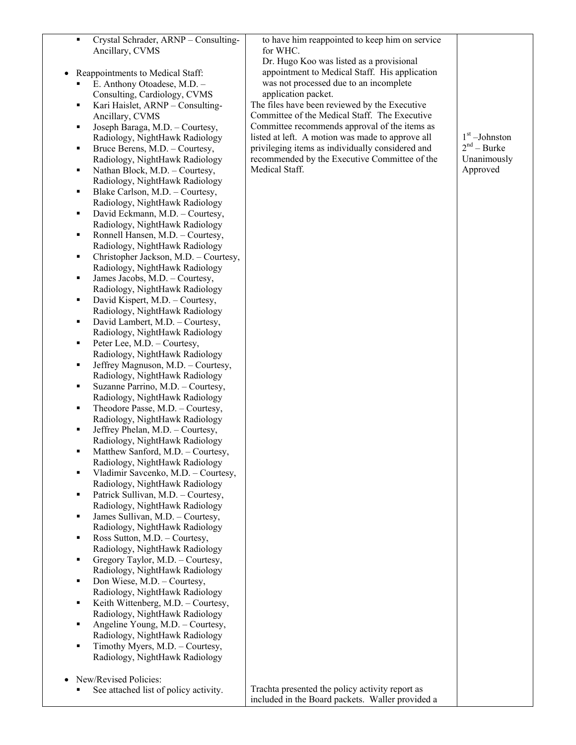| | | |
|---|---|---|
| ▪ Crystal Schrader, ARNP – Consulting-Ancillary, CVMS<br><br>• Reappointments to Medical Staff:<br>▪ E. Anthony Otoadese, M.D. – Consulting, Cardiology, CVMS<br>▪ Kari Haislet, ARNP – Consulting-Ancillary, CVMS<br>▪ Joseph Baraga, M.D. – Courtesy, Radiology, NightHawk Radiology<br>▪ Bruce Berens, M.D. – Courtesy, Radiology, NightHawk Radiology<br>▪ Nathan Block, M.D. – Courtesy, Radiology, NightHawk Radiology<br>▪ Blake Carlson, M.D. – Courtesy, Radiology, NightHawk Radiology<br>▪ David Eckmann, M.D. – Courtesy, Radiology, NightHawk Radiology<br>▪ Ronnell Hansen, M.D. – Courtesy, Radiology, NightHawk Radiology<br>▪ Christopher Jackson, M.D. – Courtesy, Radiology, NightHawk Radiology<br>▪ James Jacobs, M.D. – Courtesy, Radiology, NightHawk Radiology<br>▪ David Kispert, M.D. – Courtesy, Radiology, NightHawk Radiology<br>▪ David Lambert, M.D. – Courtesy, Radiology, NightHawk Radiology<br>▪ Peter Lee, M.D. – Courtesy, Radiology, NightHawk Radiology<br>▪ Jeffrey Magnuson, M.D. – Courtesy, Radiology, NightHawk Radiology<br>▪ Suzanne Parrino, M.D. – Courtesy, Radiology, NightHawk Radiology<br>▪ Theodore Passe, M.D. – Courtesy, Radiology, NightHawk Radiology<br>▪ Jeffrey Phelan, M.D. – Courtesy, Radiology, NightHawk Radiology<br>▪ Matthew Sanford, M.D. – Courtesy, Radiology, NightHawk Radiology<br>▪ Vladimir Savcenko, M.D. – Courtesy, Radiology, NightHawk Radiology<br>▪ Patrick Sullivan, M.D. – Courtesy, Radiology, NightHawk Radiology<br>▪ James Sullivan, M.D. – Courtesy, Radiology, NightHawk Radiology<br>▪ Ross Sutton, M.D. – Courtesy, Radiology, NightHawk Radiology<br>▪ Gregory Taylor, M.D. – Courtesy, Radiology, NightHawk Radiology<br>▪ Don Wiese, M.D. – Courtesy, Radiology, NightHawk Radiology<br>▪ Keith Wittenberg, M.D. – Courtesy, Radiology, NightHawk Radiology<br>▪ Angeline Young, M.D. – Courtesy, Radiology, NightHawk Radiology<br>▪ Timothy Myers, M.D. – Courtesy, Radiology, NightHawk Radiology | to have him reappointed to keep him on service for WHC.<br>Dr. Hugo Koo was listed as a provisional appointment to Medical Staff. His application was not processed due to an incomplete application packet.<br>The files have been reviewed by the Executive Committee of the Medical Staff. The Executive Committee recommends approval of the items as listed at left. A motion was made to approve all privileging items as individually considered and recommended by the Executive Committee of the Medical Staff. | 1st – Johnston<br>2nd – Burke<br>Unanimously Approved |
| • New/Revised Policies:<br>▪ See attached list of policy activity. | Trachta presented the policy activity report as included in the Board packets. Waller provided a | |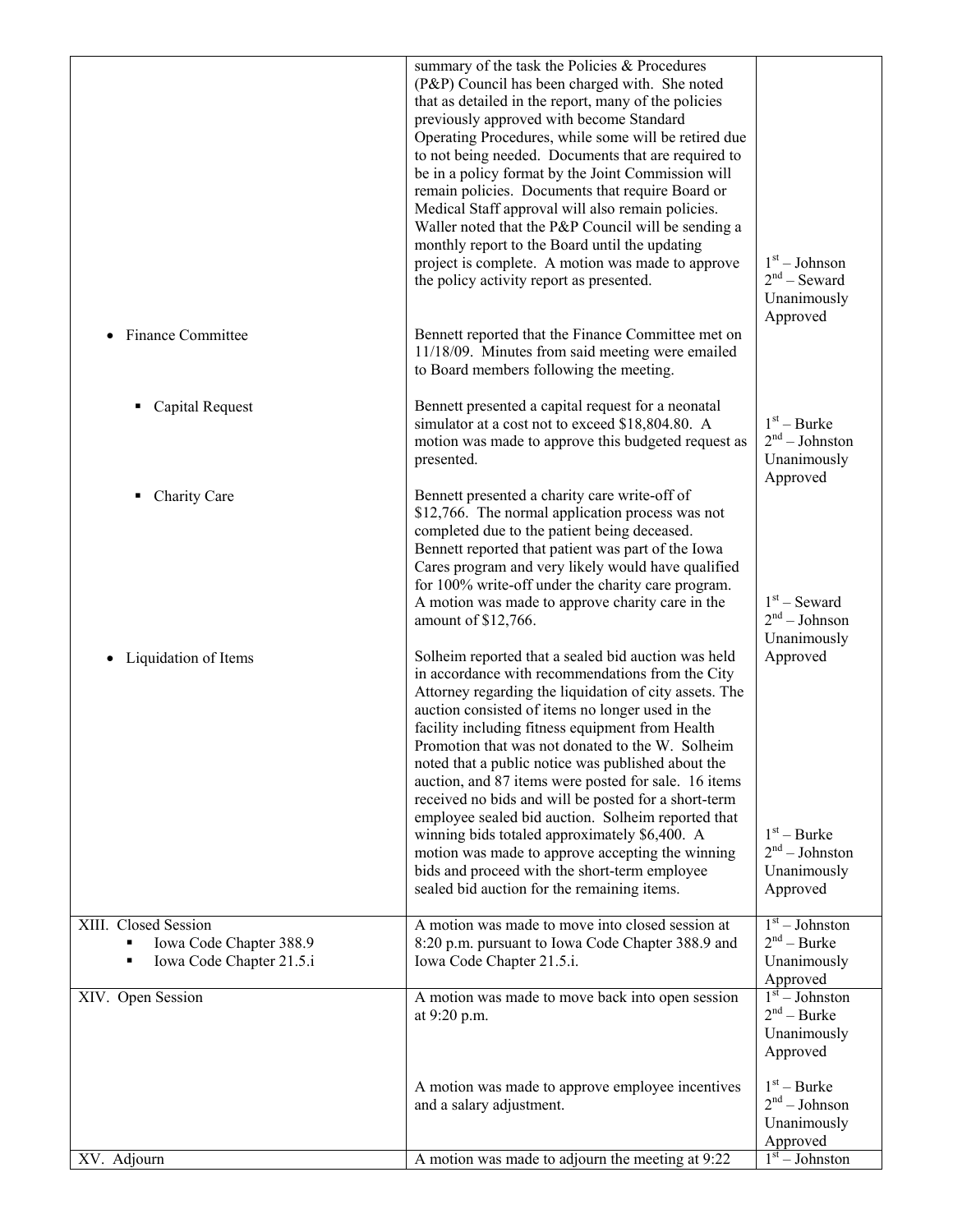| | | |
|---|---|---|
| | summary of the task the Policies & Procedures (P&P) Council has been charged with. She noted that as detailed in the report, many of the policies previously approved with become Standard Operating Procedures, while some will be retired due to not being needed. Documents that are required to be in a policy format by the Joint Commission will remain policies. Documents that require Board or Medical Staff approval will also remain policies. Waller noted that the P&P Council will be sending a monthly report to the Board until the updating project is complete. A motion was made to approve the policy activity report as presented. | 1st – Johnson<br>2nd – Seward<br>Unanimously Approved |
| • Finance Committee | Bennett reported that the Finance Committee met on 11/18/09. Minutes from said meeting were emailed to Board members following the meeting. | |
| ▪ Capital Request | Bennett presented a capital request for a neonatal simulator at a cost not to exceed $18,804.80. A motion was made to approve this budgeted request as presented. | 1st – Burke<br>2nd – Johnston<br>Unanimously Approved |
| ▪ Charity Care | Bennett presented a charity care write-off of $12,766. The normal application process was not completed due to the patient being deceased. Bennett reported that patient was part of the Iowa Cares program and very likely would have qualified for 100% write-off under the charity care program. A motion was made to approve charity care in the amount of $12,766. | 1st – Seward<br>2nd – Johnson<br>Unanimously Approved |
| • Liquidation of Items | Solheim reported that a sealed bid auction was held in accordance with recommendations from the City Attorney regarding the liquidation of city assets. The auction consisted of items no longer used in the facility including fitness equipment from Health Promotion that was not donated to the W. Solheim noted that a public notice was published about the auction, and 87 items were posted for sale. 16 items received no bids and will be posted for a short-term employee sealed bid auction. Solheim reported that winning bids totaled approximately $6,400. A motion was made to approve accepting the winning bids and proceed with the short-term employee sealed bid auction for the remaining items. | 1st – Burke<br>2nd – Johnston<br>Unanimously Approved |
| XIII. Closed Session<br>▪ Iowa Code Chapter 388.9<br>▪ Iowa Code Chapter 21.5.i | A motion was made to move into closed session at 8:20 p.m. pursuant to Iowa Code Chapter 388.9 and Iowa Code Chapter 21.5.i. | 1st – Johnston<br>2nd – Burke<br>Unanimously Approved |
| XIV. Open Session | A motion was made to move back into open session at 9:20 p.m.<br><br>A motion was made to approve employee incentives and a salary adjustment. | 1st – Johnston<br>2nd – Burke<br>Unanimously Approved<br><br>1st – Burke<br>2nd – Johnson<br>Unanimously Approved |
| XV. Adjourn | A motion was made to adjourn the meeting at 9:22 | 1st – Johnston |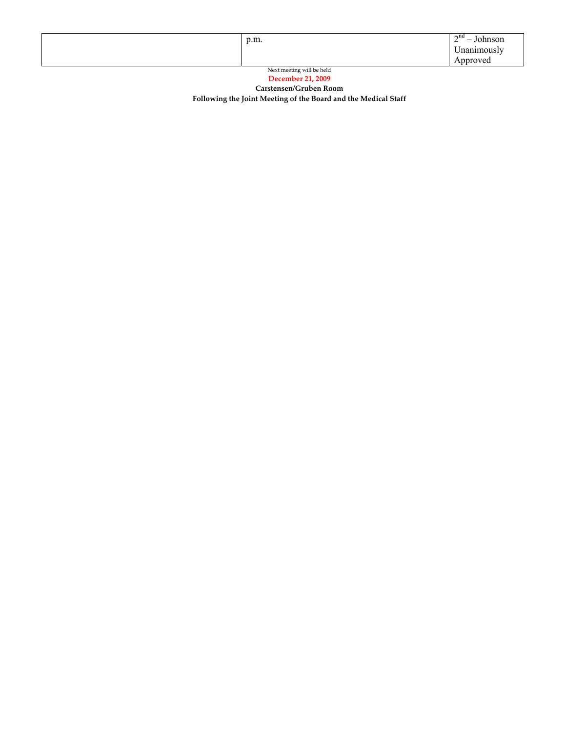| | | |
|---|---|---|
| | p.m. | $2^{nd}$ – Johnson Unanimously Approved |

Next meeting will be held

**December 21, 2009**

**Carstensen/Gruben Room**

**Following the Joint Meeting of the Board and the Medical Staff**